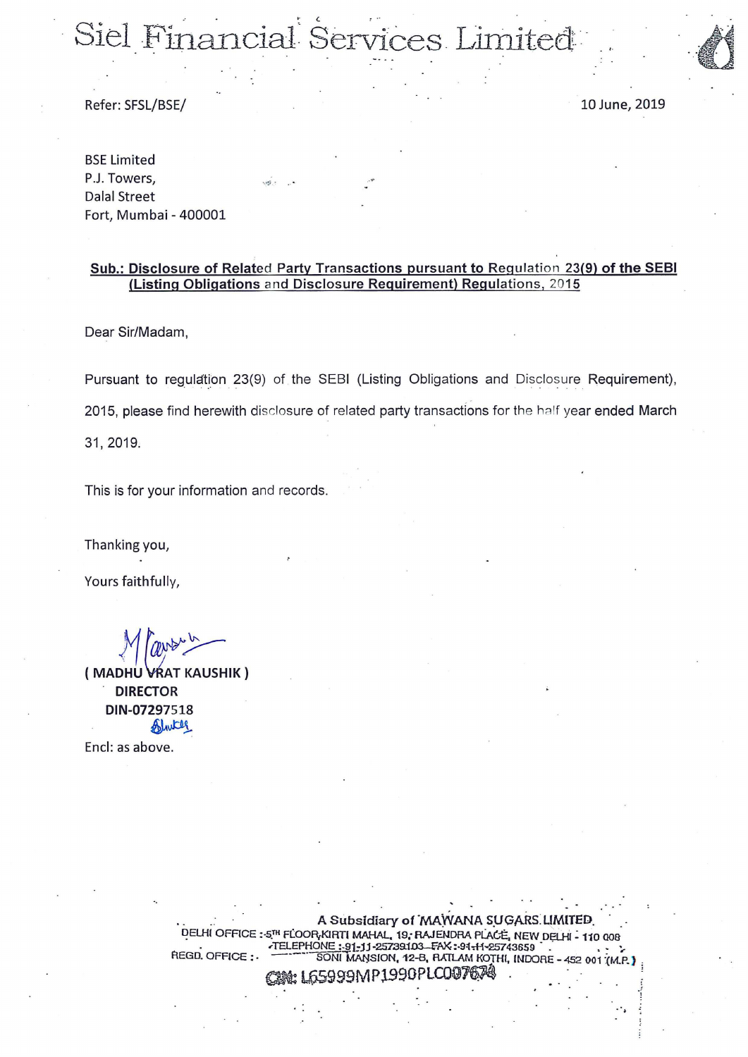# Siel Financial Services Limited

Refer: SFSL/BSE/

10 June, 2019

BSE Limited
P.J. Towers,
Dalal Street
Fort, Mumbai - 400001

**Sub.: Disclosure of Related Party Transactions pursuant to Regulation 23(9) of the SEBI (Listing Obligations and Disclosure Requirement) Regulations, 2015**

Dear Sir/Madam,

Pursuant to regulation 23(9) of the SEBI (Listing Obligations and Disclosure Requirement), 2015, please find herewith disclosure of related party transactions for the half year ended March 31, 2019.

This is for your information and records.

Thanking you,

Yours faithfully,

**( MADHU VRAT KAUSHIK )**
**DIRECTOR**
**DIN-07297518**

Encl: as above.

A Subsidiary of MAWANA SUGARS LIMITED

DELHI OFFICE : 5TH FLOOR, KIRTI MAHAL, 19, RAJENDRA PLACE, NEW DELHI - 110 008
TELEPHONE : 91-11-25739103 FAX : 91-11-25743659

REGD. OFFICE : SONI MANSION, 12-B, RATLAM KOTHI, INDORE - 452 001 (M.P.)

CIN: L65999MP1990PLC007674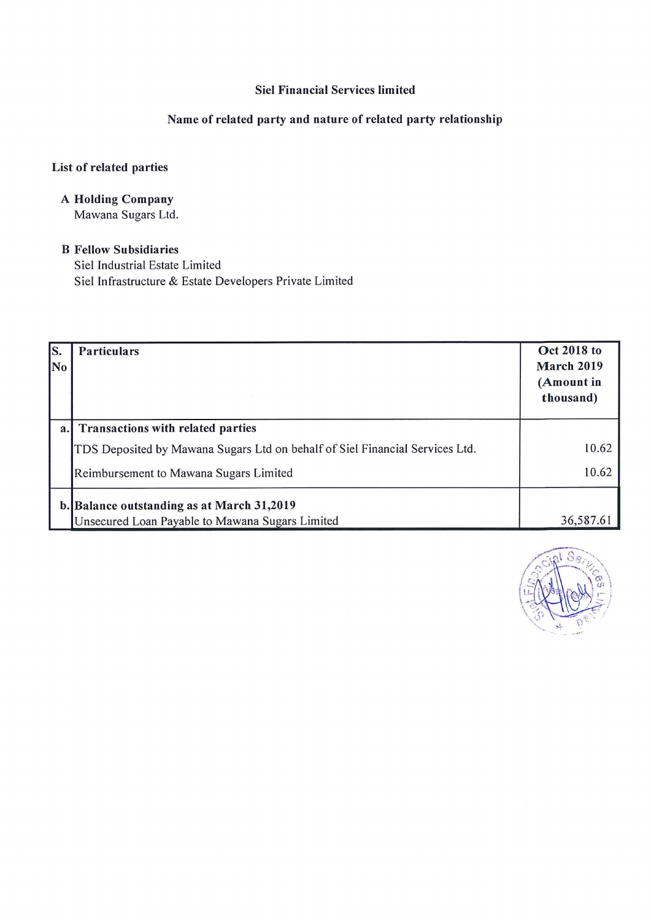**Siel Financial Services limited**

**Name of related party and nature of related party relationship**

**List of related parties**

**A Holding Company**
Mawana Sugars Ltd.

**B Fellow Subsidiaries**
Siel Industrial Estate Limited
Siel Infrastructure & Estate Developers Private Limited

| S. No | Particulars | Oct 2018 to March 2019 (Amount in thousand) |
|---|---|---|
| a. | **Transactions with related parties** | |
| | TDS Deposited by Mawana Sugars Ltd on behalf of Siel Financial Services Ltd. | 10.62 |
| | Reimbursement to Mawana Sugars Limited | 10.62 |
| b. | **Balance outstanding as at March 31,2019** | |
| | Unsecured Loan Payable to Mawana Sugars Limited | 36,587.61 |